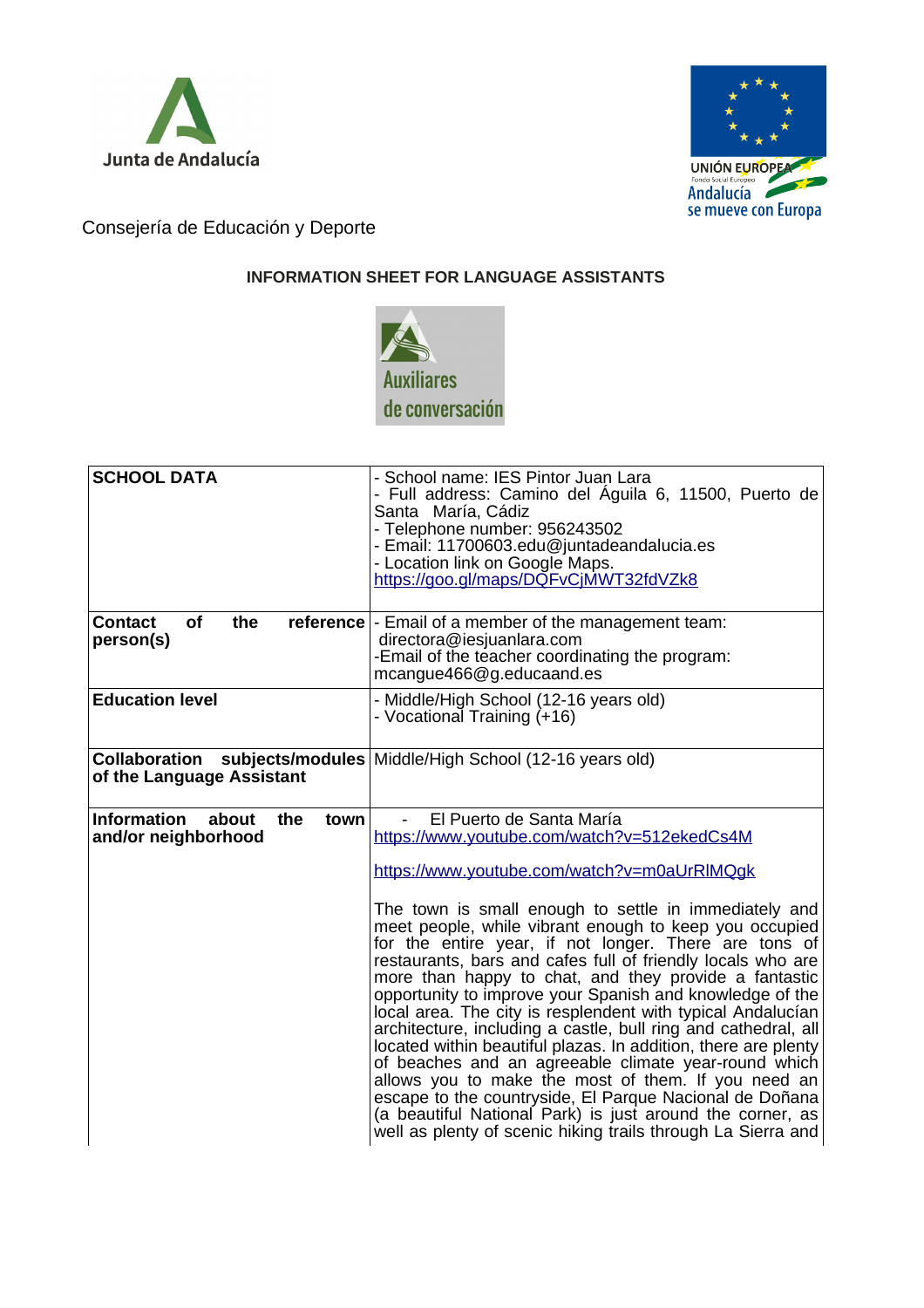Junta de Andalucía

UNIÓN EUROPEA
Fondo Social Europeo
Andalucía se mueve con Europa

Consejería de Educación y Deporte

**INFORMATION SHEET FOR LANGUAGE ASSISTANTS**

Auxiliares de conversación

| | |
|---|---|
| **SCHOOL DATA** | - School name: IES Pintor Juan Lara<br>- Full address: Camino del Águila 6, 11500, Puerto de Santa María, Cádiz<br>- Telephone number: 956243502<br>- Email: 11700603.edu@juntadeandalucia.es<br>- Location link on Google Maps. [https://goo.gl/maps/DQFvCjMWT32fdVZk8](https://goo.gl/maps/DQFvCjMWT32fdVZk8) |
| **Contact of the reference person(s)** | - Email of a member of the management team: directora@iesjuanlara.com<br>-Email of the teacher coordinating the program: mcangue466@g.educaand.es |
| **Education level** | - Middle/High School (12-16 years old)<br>- Vocational Training (+16) |
| **Collaboration subjects/modules of the Language Assistant** | Middle/High School (12-16 years old) |
| **Information about the town and/or neighborhood** | - El Puerto de Santa María<br>[https://www.youtube.com/watch?v=512ekedCs4M](https://www.youtube.com/watch?v=512ekedCs4M)<br><br>[https://www.youtube.com/watch?v=m0aUrRIMQgk](https://www.youtube.com/watch?v=m0aUrRIMQgk)<br><br>The town is small enough to settle in immediately and meet people, while vibrant enough to keep you occupied for the entire year, if not longer. There are tons of restaurants, bars and cafes full of friendly locals who are more than happy to chat, and they provide a fantastic opportunity to improve your Spanish and knowledge of the local area. The city is resplendent with typical Andalucían architecture, including a castle, bull ring and cathedral, all located within beautiful plazas. In addition, there are plenty of beaches and an agreeable climate year-round which allows you to make the most of them. If you need an escape to the countryside, El Parque Nacional de Doñana (a beautiful National Park) is just around the corner, as well as plenty of scenic hiking trails through La Sierra and |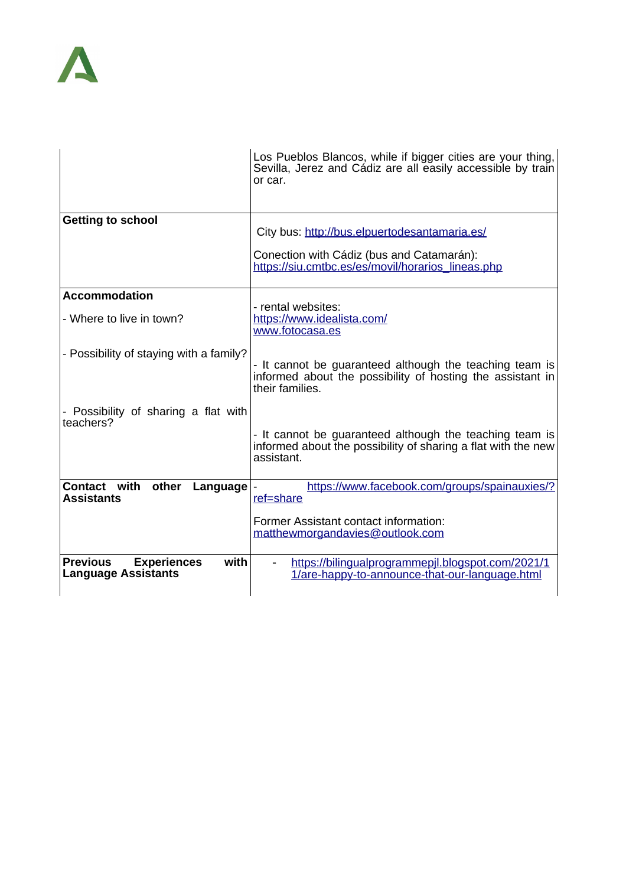| | |
|---|---|
| | Los Pueblos Blancos, while if bigger cities are your thing, Sevilla, Jerez and Cádiz are all easily accessible by train or car. |
| **Getting to school** | City bus: http://bus.elpuertodesantamaria.es/<br><br>Conection with Cádiz (bus and Catamarán): https://siu.cmtbc.es/es/movil/horarios_lineas.php |
| **Accommodation**<br><br>- Where to live in town?<br><br>- Possibility of staying with a family?<br><br>- Possibility of sharing a flat with teachers? | - rental websites:<br>https://www.idealista.com/<br>www.fotocasa.es<br><br>- It cannot be guaranteed although the teaching team is informed about the possibility of hosting the assistant in their families.<br><br>- It cannot be guaranteed although the teaching team is informed about the possibility of sharing a flat with the new assistant. |
| **Contact with other Language Assistants** | - https://www.facebook.com/groups/spainauxies/?ref=share<br><br>Former Assistant contact information:<br>matthewmorgandavies@outlook.com |
| **Previous Experiences with Language Assistants** | - https://bilingualprogrammepjl.blogspot.com/2021/11/are-happy-to-announce-that-our-language.html |